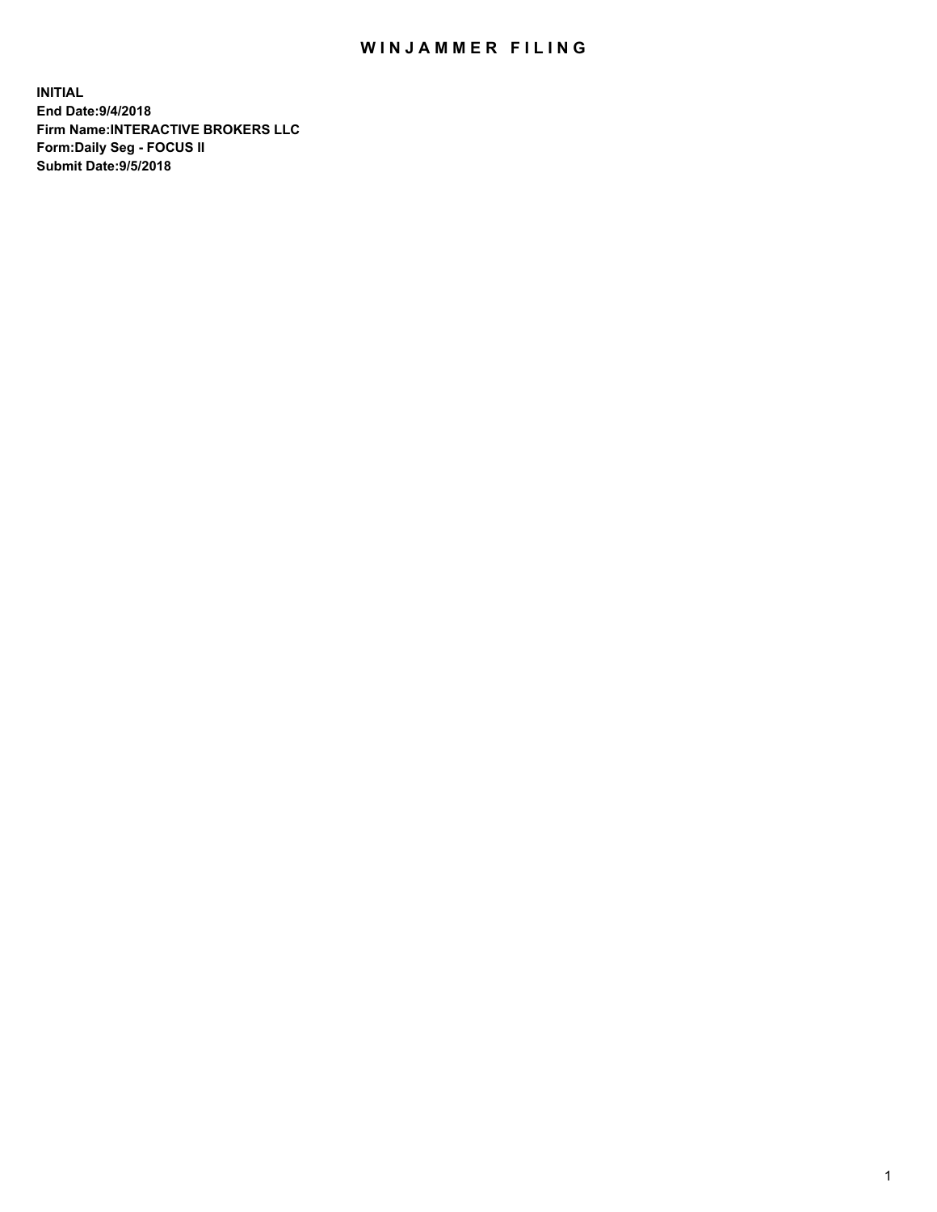# WINJAMMER FILING

**INITIAL**
**End Date:9/4/2018**
**Firm Name:INTERACTIVE BROKERS LLC**
**Form:Daily Seg - FOCUS II**
**Submit Date:9/5/2018**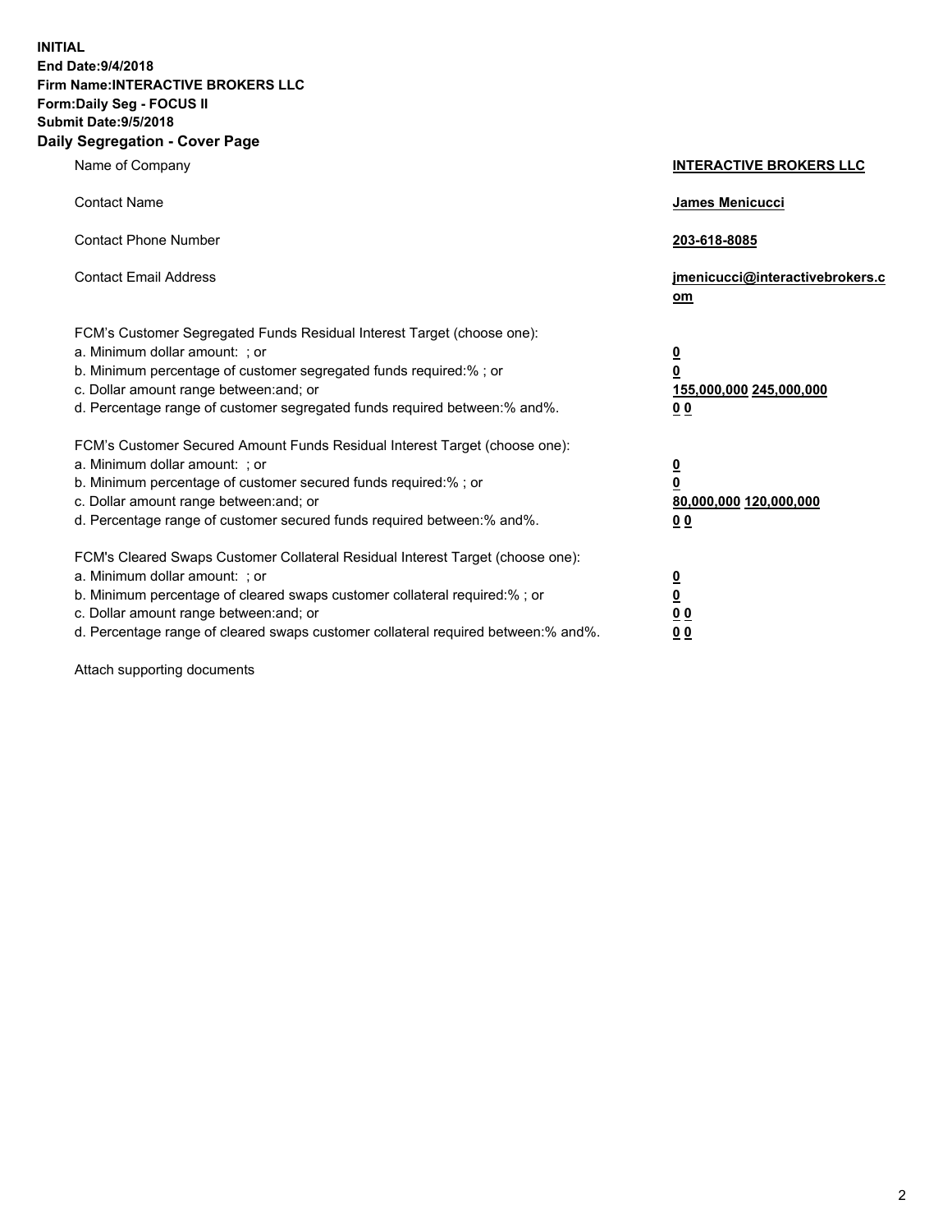**INITIAL**
**End Date:9/4/2018**
**Firm Name:INTERACTIVE BROKERS LLC**
**Form:Daily Seg - FOCUS II**
**Submit Date:9/5/2018**
**Daily Segregation - Cover Page**

| | |
|---|---|
| Name of Company | **INTERACTIVE BROKERS LLC** |
| Contact Name | **James Menicucci** |
| Contact Phone Number | **203-618-8085** |
| Contact Email Address | **jmenicucci@interactivebrokers.com** |
| FCM's Customer Segregated Funds Residual Interest Target (choose one): | |
| a. Minimum dollar amount: ; or | **0** |
| b. Minimum percentage of customer segregated funds required:% ; or | **0** |
| c. Dollar amount range between:and; or | **155,000,000 245,000,000** |
| d. Percentage range of customer segregated funds required between:% and%. | **0 0** |
| FCM's Customer Secured Amount Funds Residual Interest Target (choose one): | |
| a. Minimum dollar amount: ; or | **0** |
| b. Minimum percentage of customer secured funds required:% ; or | **0** |
| c. Dollar amount range between:and; or | **80,000,000 120,000,000** |
| d. Percentage range of customer secured funds required between:% and%. | **0 0** |
| FCM's Cleared Swaps Customer Collateral Residual Interest Target (choose one): | |
| a. Minimum dollar amount: ; or | **0** |
| b. Minimum percentage of cleared swaps customer collateral required:% ; or | **0** |
| c. Dollar amount range between:and; or | **0 0** |
| d. Percentage range of cleared swaps customer collateral required between:% and%. | **0 0** |

Attach supporting documents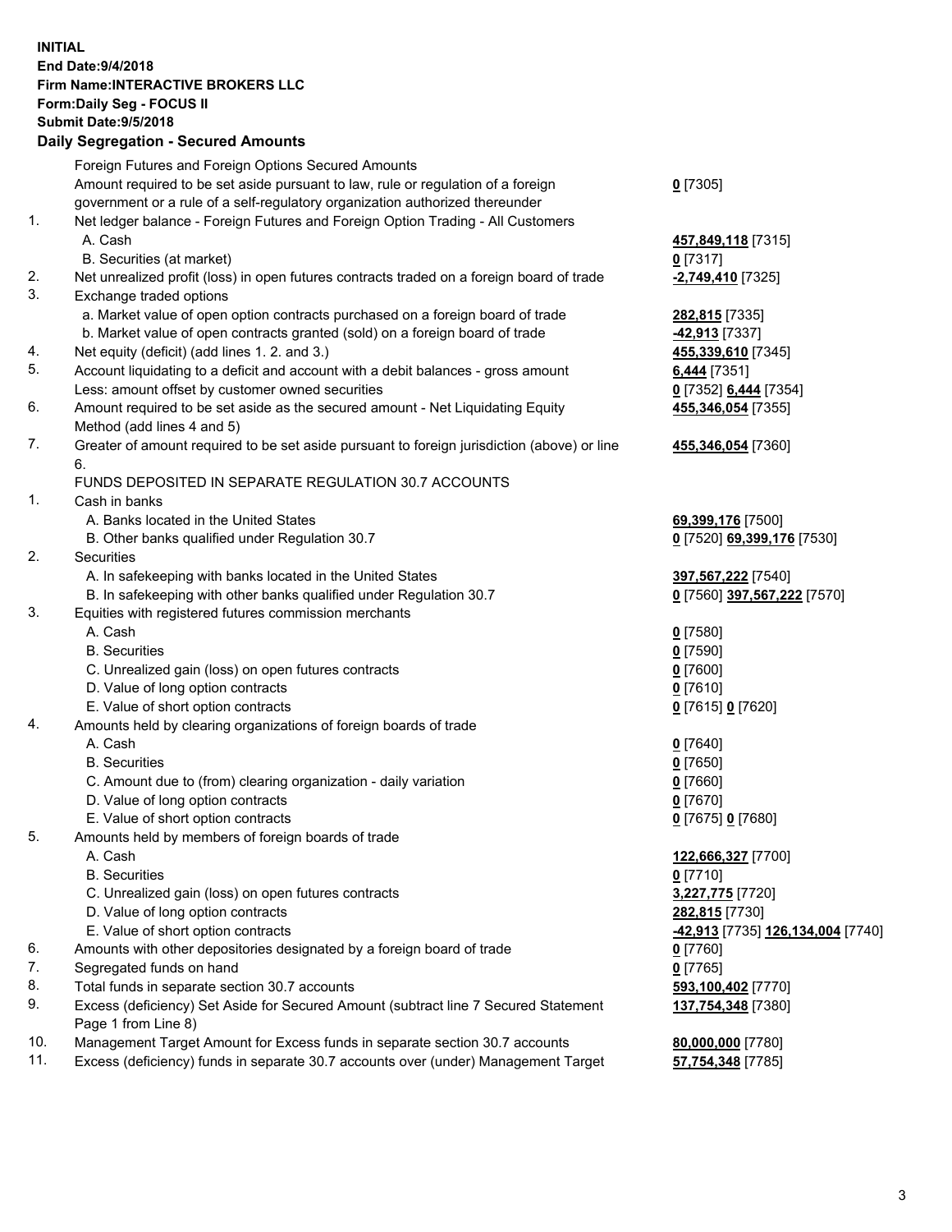**INITIAL**
**End Date:9/4/2018**
**Firm Name:INTERACTIVE BROKERS LLC**
**Form:Daily Seg - FOCUS II**
**Submit Date:9/5/2018**

## Daily Segregation - Secured Amounts

| | | |
|---|---|---|
| | Foreign Futures and Foreign Options Secured Amounts | |
| | Amount required to be set aside pursuant to law, rule or regulation of a foreign government or a rule of a self-regulatory organization authorized thereunder | 0 [7305] |
| 1. | Net ledger balance - Foreign Futures and Foreign Option Trading - All Customers | |
| | A. Cash | 457,849,118 [7315] |
| | B. Securities (at market) | 0 [7317] |
| 2. | Net unrealized profit (loss) in open futures contracts traded on a foreign board of trade | -2,749,410 [7325] |
| 3. | Exchange traded options | |
| | a. Market value of open option contracts purchased on a foreign board of trade | 282,815 [7335] |
| | b. Market value of open contracts granted (sold) on a foreign board of trade | -42,913 [7337] |
| 4. | Net equity (deficit) (add lines 1. 2. and 3.) | 455,339,610 [7345] |
| 5. | Account liquidating to a deficit and account with a debit balances - gross amount | 6,444 [7351] |
| | Less: amount offset by customer owned securities | 0 [7352] 6,444 [7354] |
| 6. | Amount required to be set aside as the secured amount - Net Liquidating Equity Method (add lines 4 and 5) | 455,346,054 [7355] |
| 7. | Greater of amount required to be set aside pursuant to foreign jurisdiction (above) or line 6. | 455,346,054 [7360] |
| | FUNDS DEPOSITED IN SEPARATE REGULATION 30.7 ACCOUNTS | |
| 1. | Cash in banks | |
| | A. Banks located in the United States | 69,399,176 [7500] |
| | B. Other banks qualified under Regulation 30.7 | 0 [7520] 69,399,176 [7530] |
| 2. | Securities | |
| | A. In safekeeping with banks located in the United States | 397,567,222 [7540] |
| | B. In safekeeping with other banks qualified under Regulation 30.7 | 0 [7560] 397,567,222 [7570] |
| 3. | Equities with registered futures commission merchants | |
| | A. Cash | 0 [7580] |
| | B. Securities | 0 [7590] |
| | C. Unrealized gain (loss) on open futures contracts | 0 [7600] |
| | D. Value of long option contracts | 0 [7610] |
| | E. Value of short option contracts | 0 [7615] 0 [7620] |
| 4. | Amounts held by clearing organizations of foreign boards of trade | |
| | A. Cash | 0 [7640] |
| | B. Securities | 0 [7650] |
| | C. Amount due to (from) clearing organization - daily variation | 0 [7660] |
| | D. Value of long option contracts | 0 [7670] |
| | E. Value of short option contracts | 0 [7675] 0 [7680] |
| 5. | Amounts held by members of foreign boards of trade | |
| | A. Cash | 122,666,327 [7700] |
| | B. Securities | 0 [7710] |
| | C. Unrealized gain (loss) on open futures contracts | 3,227,775 [7720] |
| | D. Value of long option contracts | 282,815 [7730] |
| | E. Value of short option contracts | -42,913 [7735] 126,134,004 [7740] |
| 6. | Amounts with other depositories designated by a foreign board of trade | 0 [7760] |
| 7. | Segregated funds on hand | 0 [7765] |
| 8. | Total funds in separate section 30.7 accounts | 593,100,402 [7770] |
| 9. | Excess (deficiency) Set Aside for Secured Amount (subtract line 7 Secured Statement Page 1 from Line 8) | 137,754,348 [7380] |
| 10. | Management Target Amount for Excess funds in separate section 30.7 accounts | 80,000,000 [7780] |
| 11. | Excess (deficiency) funds in separate 30.7 accounts over (under) Management Target | 57,754,348 [7785] |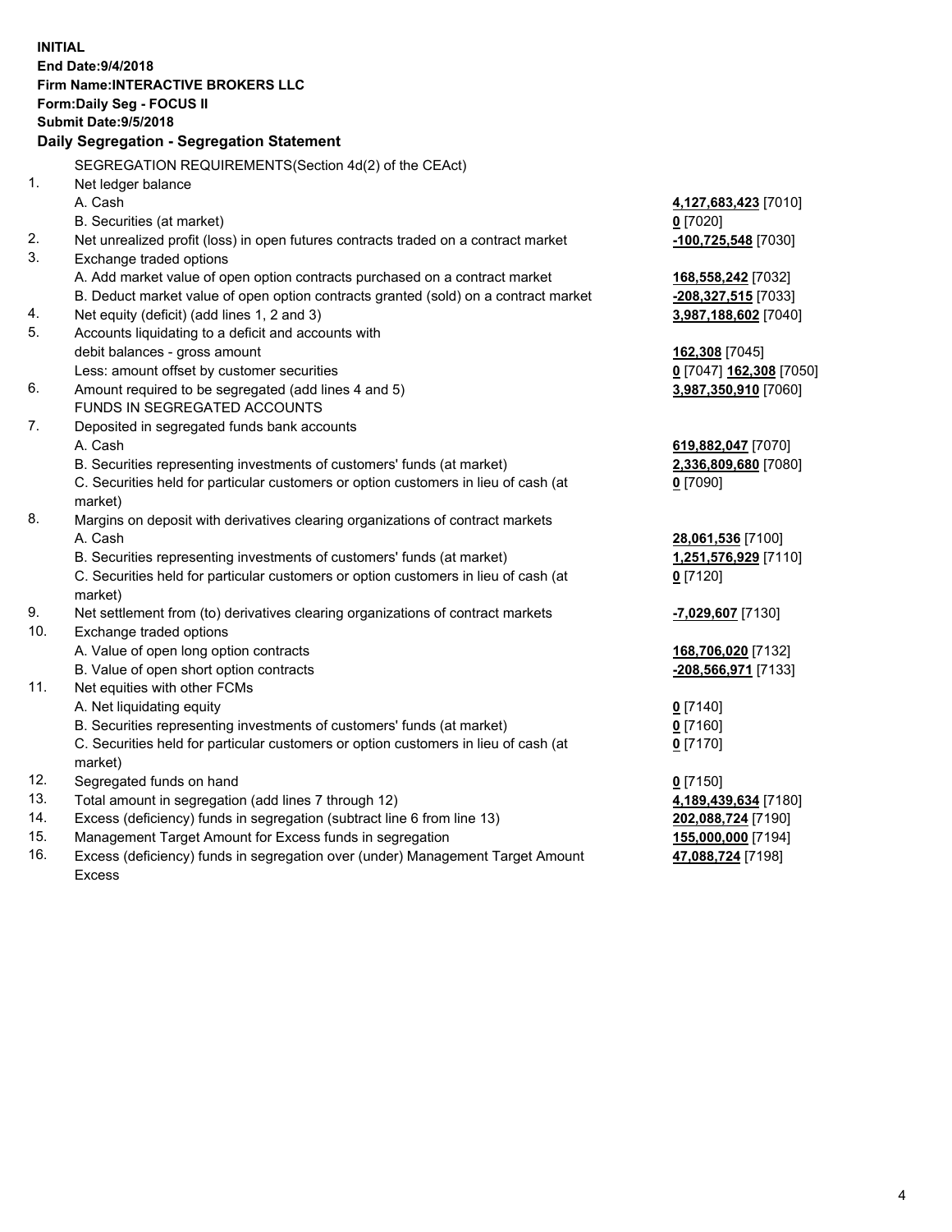**INITIAL**
**End Date:9/4/2018**
**Firm Name:INTERACTIVE BROKERS LLC**
**Form:Daily Seg - FOCUS II**
**Submit Date:9/5/2018**

## Daily Segregation - Segregation Statement

| | | |
|---|---|---|
| | SEGREGATION REQUIREMENTS(Section 4d(2) of the CEAct) | |
| 1. | Net ledger balance | |
| | A. Cash | **4,127,683,423** [7010] |
| | B. Securities (at market) | **0** [7020] |
| 2. | Net unrealized profit (loss) in open futures contracts traded on a contract market | **-100,725,548** [7030] |
| 3. | Exchange traded options | |
| | A. Add market value of open option contracts purchased on a contract market | **168,558,242** [7032] |
| | B. Deduct market value of open option contracts granted (sold) on a contract market | **-208,327,515** [7033] |
| 4. | Net equity (deficit) (add lines 1, 2 and 3) | **3,987,188,602** [7040] |
| 5. | Accounts liquidating to a deficit and accounts with | |
| | debit balances - gross amount | **162,308** [7045] |
| | Less: amount offset by customer securities | **0** [7047] **162,308** [7050] |
| 6. | Amount required to be segregated (add lines 4 and 5) | **3,987,350,910** [7060] |
| | FUNDS IN SEGREGATED ACCOUNTS | |
| 7. | Deposited in segregated funds bank accounts | |
| | A. Cash | **619,882,047** [7070] |
| | B. Securities representing investments of customers' funds (at market) | **2,336,809,680** [7080] |
| | C. Securities held for particular customers or option customers in lieu of cash (at market) | **0** [7090] |
| 8. | Margins on deposit with derivatives clearing organizations of contract markets | |
| | A. Cash | **28,061,536** [7100] |
| | B. Securities representing investments of customers' funds (at market) | **1,251,576,929** [7110] |
| | C. Securities held for particular customers or option customers in lieu of cash (at market) | **0** [7120] |
| 9. | Net settlement from (to) derivatives clearing organizations of contract markets | **-7,029,607** [7130] |
| 10. | Exchange traded options | |
| | A. Value of open long option contracts | **168,706,020** [7132] |
| | B. Value of open short option contracts | **-208,566,971** [7133] |
| 11. | Net equities with other FCMs | |
| | A. Net liquidating equity | **0** [7140] |
| | B. Securities representing investments of customers' funds (at market) | **0** [7160] |
| | C. Securities held for particular customers or option customers in lieu of cash (at market) | **0** [7170] |
| 12. | Segregated funds on hand | **0** [7150] |
| 13. | Total amount in segregation (add lines 7 through 12) | **4,189,439,634** [7180] |
| 14. | Excess (deficiency) funds in segregation (subtract line 6 from line 13) | **202,088,724** [7190] |
| 15. | Management Target Amount for Excess funds in segregation | **155,000,000** [7194] |
| 16. | Excess (deficiency) funds in segregation over (under) Management Target Amount Excess | **47,088,724** [7198] |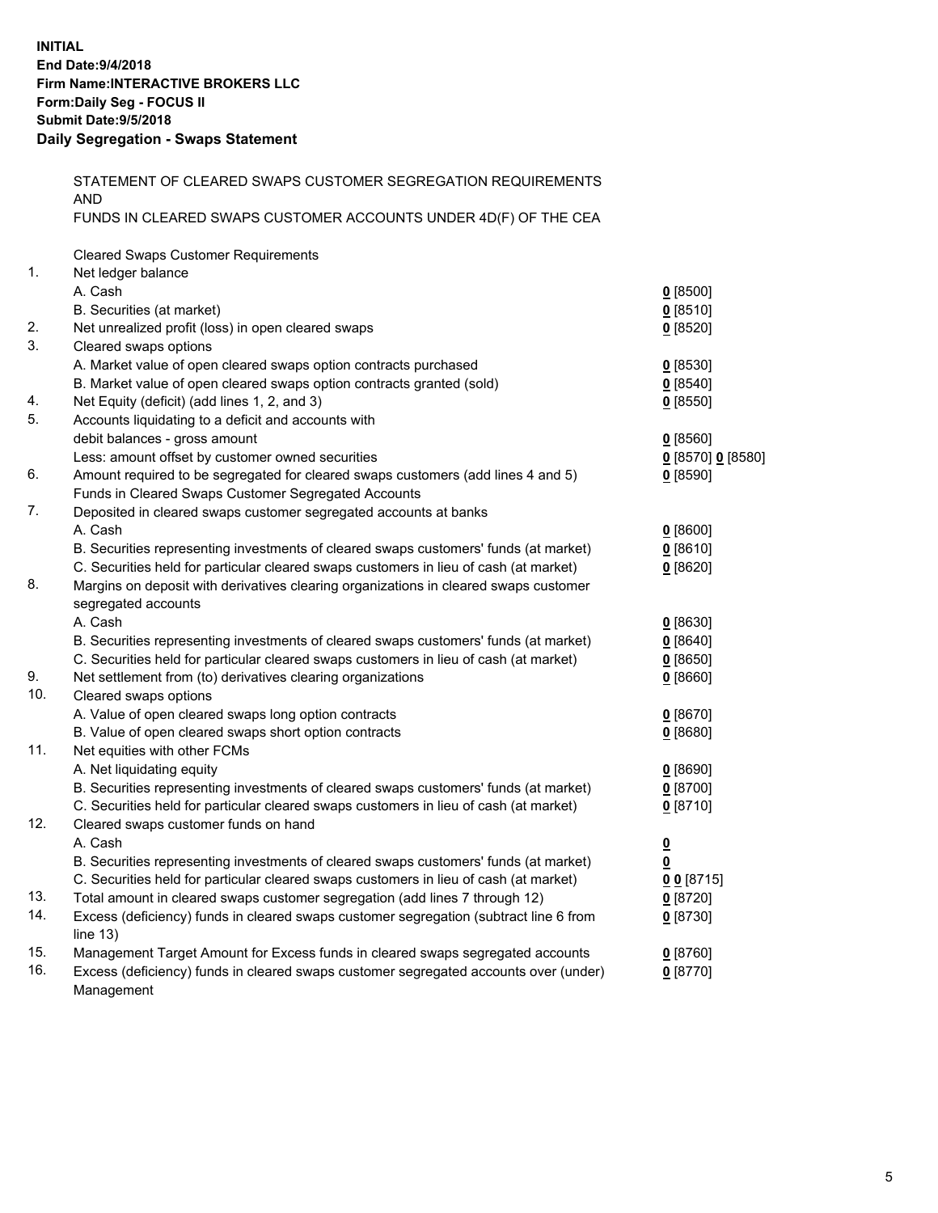**INITIAL**
**End Date:9/4/2018**
**Firm Name:INTERACTIVE BROKERS LLC**
**Form:Daily Seg - FOCUS II**
**Submit Date:9/5/2018**
**Daily Segregation - Swaps Statement**

STATEMENT OF CLEARED SWAPS CUSTOMER SEGREGATION REQUIREMENTS
AND
FUNDS IN CLEARED SWAPS CUSTOMER ACCOUNTS UNDER 4D(F) OF THE CEA

| | | |
|---|---|---|
| | Cleared Swaps Customer Requirements | |
| 1. | Net ledger balance | |
| | A. Cash | 0 [8500] |
| | B. Securities (at market) | 0 [8510] |
| 2. | Net unrealized profit (loss) in open cleared swaps | 0 [8520] |
| 3. | Cleared swaps options | |
| | A. Market value of open cleared swaps option contracts purchased | 0 [8530] |
| | B. Market value of open cleared swaps option contracts granted (sold) | 0 [8540] |
| 4. | Net Equity (deficit) (add lines 1, 2, and 3) | 0 [8550] |
| 5. | Accounts liquidating to a deficit and accounts with | |
| | debit balances - gross amount | 0 [8560] |
| | Less: amount offset by customer owned securities | 0 [8570] 0 [8580] |
| 6. | Amount required to be segregated for cleared swaps customers (add lines 4 and 5) | 0 [8590] |
| | Funds in Cleared Swaps Customer Segregated Accounts | |
| 7. | Deposited in cleared swaps customer segregated accounts at banks | |
| | A. Cash | 0 [8600] |
| | B. Securities representing investments of cleared swaps customers' funds (at market) | 0 [8610] |
| | C. Securities held for particular cleared swaps customers in lieu of cash (at market) | 0 [8620] |
| 8. | Margins on deposit with derivatives clearing organizations in cleared swaps customer segregated accounts | |
| | A. Cash | 0 [8630] |
| | B. Securities representing investments of cleared swaps customers' funds (at market) | 0 [8640] |
| | C. Securities held for particular cleared swaps customers in lieu of cash (at market) | 0 [8650] |
| 9. | Net settlement from (to) derivatives clearing organizations | 0 [8660] |
| 10. | Cleared swaps options | |
| | A. Value of open cleared swaps long option contracts | 0 [8670] |
| | B. Value of open cleared swaps short option contracts | 0 [8680] |
| 11. | Net equities with other FCMs | |
| | A. Net liquidating equity | 0 [8690] |
| | B. Securities representing investments of cleared swaps customers' funds (at market) | 0 [8700] |
| | C. Securities held for particular cleared swaps customers in lieu of cash (at market) | 0 [8710] |
| 12. | Cleared swaps customer funds on hand | |
| | A. Cash | 0 |
| | B. Securities representing investments of cleared swaps customers' funds (at market) | 0 |
| | C. Securities held for particular cleared swaps customers in lieu of cash (at market) | 0 0 [8715] |
| 13. | Total amount in cleared swaps customer segregation (add lines 7 through 12) | 0 [8720] |
| 14. | Excess (deficiency) funds in cleared swaps customer segregation (subtract line 6 from line 13) | 0 [8730] |
| 15. | Management Target Amount for Excess funds in cleared swaps segregated accounts | 0 [8760] |
| 16. | Excess (deficiency) funds in cleared swaps customer segregated accounts over (under) Management | 0 [8770] |